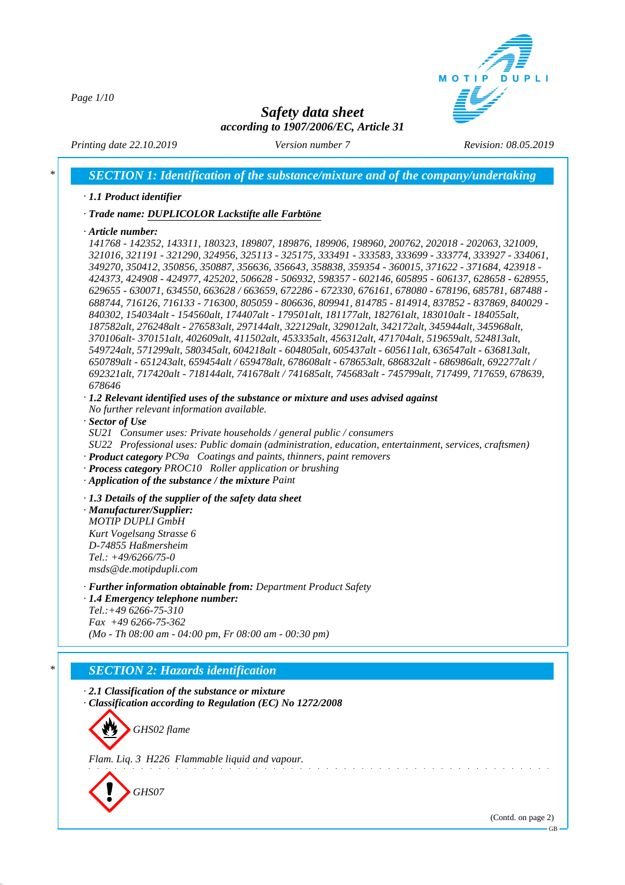# Safety data sheet

**according to 1907/2006/EC, Article 31**

*Printing date 22.10.2019* *Version number 7* *Revision: 08.05.2019*

## SECTION 1: Identification of the substance/mixture and of the company/undertaking

· **1.1 Product identifier**

· **Trade name: DUPLICOLOR Lackstifte alle Farbtöne**

· **Article number:**
141768 - 142352, 143311, 180323, 189807, 189876, 189906, 198960, 200762, 202018 - 202063, 321009, 321016, 321191 - 321290, 324956, 325113 - 325175, 333491 - 333583, 333699 - 333774, 333927 - 334061, 349270, 350412, 350856, 350887, 356636, 356643, 358838, 359354 - 360015, 371622 - 371684, 423918 - 424373, 424908 - 424977, 425202, 506628 - 506932, 598357 - 602146, 605895 - 606137, 628658 - 628955, 629655 - 630071, 634550, 663628 / 663659, 672286 - 672330, 676161, 678080 - 678196, 685781, 687488 - 688744, 716126, 716133 - 716300, 805059 - 806636, 809941, 814785 - 814914, 837852 - 837869, 840029 - 840302, 154034alt - 154560alt, 174407alt - 179501alt, 181177alt, 182761alt, 183010alt - 184055alt, 187582alt, 276248alt - 276583alt, 297144alt, 322129alt, 329012alt, 342172alt, 345944alt, 345968alt, 370106alt- 370151alt, 402609alt, 411502alt, 453335alt, 456312alt, 471704alt, 519659alt, 524813alt, 549724alt, 571299alt, 580345alt, 604218alt - 604805alt, 605437alt - 605611alt, 636547alt - 636813alt, 650789alt - 651243alt, 659454alt / 659478alt, 678608alt - 678653alt, 686832alt - 686986alt, 692277alt / 692321alt, 717420alt - 718144alt, 741678alt / 741685alt, 745683alt - 745799alt, 717499, 717659, 678639, 678646

· **1.2 Relevant identified uses of the substance or mixture and uses advised against**
No further relevant information available.

· **Sector of Use**
SU21 Consumer uses: Private households / general public / consumers
SU22 Professional uses: Public domain (administration, education, entertainment, services, craftsmen)

· **Product category** PC9a Coatings and paints, thinners, paint removers

· **Process category** PROC10 Roller application or brushing

· **Application of the substance / the mixture** Paint

· **1.3 Details of the supplier of the safety data sheet**

· **Manufacturer/Supplier:**
MOTIP DUPLI GmbH
Kurt Vogelsang Strasse 6
D-74855 Haßmersheim
Tel.: +49/6266/75-0
msds@de.motipdupli.com

· **Further information obtainable from:** Department Product Safety

· **1.4 Emergency telephone number:**
Tel.:+49 6266-75-310
Fax +49 6266-75-362
(Mo - Th 08:00 am - 04:00 pm, Fr 08:00 am - 00:30 pm)

## SECTION 2: Hazards identification

· **2.1 Classification of the substance or mixture**

· **Classification according to Regulation (EC) No 1272/2008**

GHS02 flame

Flam. Liq. 3 H226 Flammable liquid and vapour.

GHS07

(Contd. on page 2)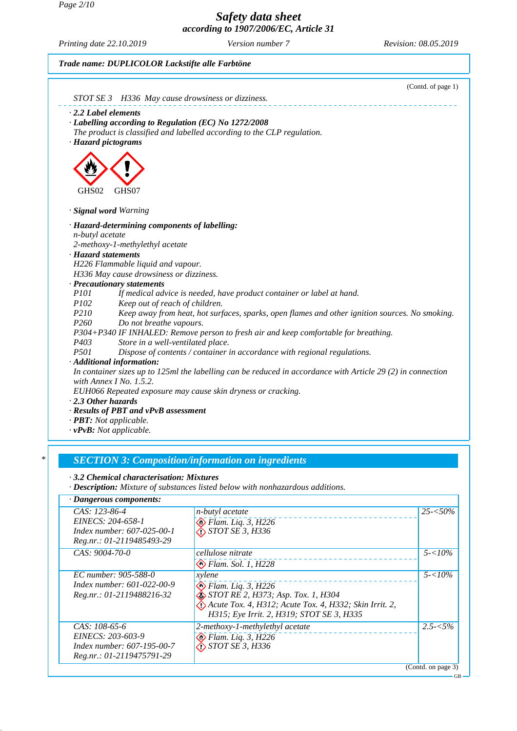*Safety data sheet*
*according to 1907/2006/EC, Article 31*

Printing date 22.10.2019 | Version number 7 | Revision: 08.05.2019

**Trade name: DUPLICOLOR Lackstifte alle Farbtöne**

(Contd. of page 1)

STOT SE 3 H336 May cause drowsiness or dizziness.

· **2.2 Label elements**
· **Labelling according to Regulation (EC) No 1272/2008**
The product is classified and labelled according to the CLP regulation.
· **Hazard pictograms**

GHS02 GHS07

· **Signal word** Warning

· **Hazard-determining components of labelling:**
n-butyl acetate
2-methoxy-1-methylethyl acetate
· **Hazard statements**
H226 Flammable liquid and vapour.
H336 May cause drowsiness or dizziness.
· **Precautionary statements**
P101 If medical advice is needed, have product container or label at hand.
P102 Keep out of reach of children.
P210 Keep away from heat, hot surfaces, sparks, open flames and other ignition sources. No smoking.
P260 Do not breathe vapours.
P304+P340 IF INHALED: Remove person to fresh air and keep comfortable for breathing.
P403 Store in a well-ventilated place.
P501 Dispose of contents / container in accordance with regional regulations.
· **Additional information:**
In container sizes up to 125ml the labelling can be reduced in accordance with Article 29 (2) in connection with Annex I No. 1.5.2.
EUH066 Repeated exposure may cause skin dryness or cracking.
· **2.3 Other hazards**
· **Results of PBT and vPvB assessment**
· **PBT:** Not applicable.
· **vPvB:** Not applicable.

## SECTION 3: Composition/information on ingredients

· **3.2 Chemical characterisation: Mixtures**
· **Description:** Mixture of substances listed below with nonhazardous additions.

· **Dangerous components:**

| Identifiers | Substance / Classification | Concentration |
|---|---|---|
| CAS: 123-86-4<br>EINECS: 204-658-1<br>Index number: 607-025-00-1<br>Reg.nr.: 01-2119485493-29 | n-butyl acetate<br>Flam. Liq. 3, H226<br>STOT SE 3, H336 | 25-<50% |
| CAS: 9004-70-0 | cellulose nitrate<br>Flam. Sol. 1, H228 | 5-<10% |
| EC number: 905-588-0<br>Index number: 601-022-00-9<br>Reg.nr.: 01-2119488216-32 | xylene<br>Flam. Liq. 3, H226<br>STOT RE 2, H373; Asp. Tox. 1, H304<br>Acute Tox. 4, H312; Acute Tox. 4, H332; Skin Irrit. 2, H315; Eye Irrit. 2, H319; STOT SE 3, H335 | 5-<10% |
| CAS: 108-65-6<br>EINECS: 203-603-9<br>Index number: 607-195-00-7<br>Reg.nr.: 01-2119475791-29 | 2-methoxy-1-methylethyl acetate<br>Flam. Liq. 3, H226<br>STOT SE 3, H336 | 2.5-<5% |

(Contd. on page 3)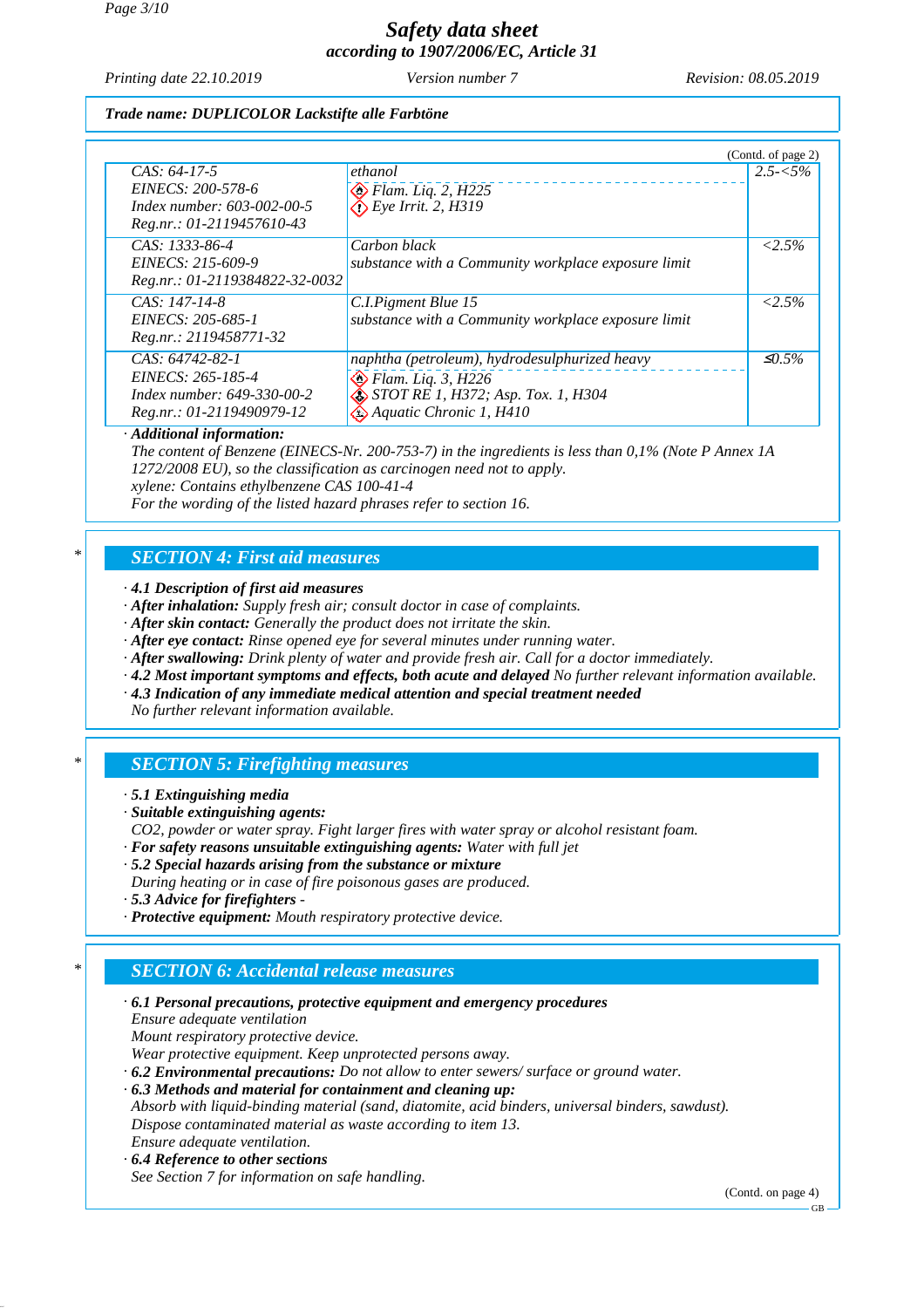Trade name: DUPLICOLOR Lackstifte alle Farbtöne

(Contd. of page 2)

| | | |
|---|---|---|
| CAS: 64-17-5<br>EINECS: 200-578-6<br>Index number: 603-002-00-5<br>Reg.nr.: 01-2119457610-43 | ethanol<br>Flam. Liq. 2, H225<br>Eye Irrit. 2, H319 | 2.5-<5% |
| CAS: 1333-86-4<br>EINECS: 215-609-9<br>Reg.nr.: 01-2119384822-32-0032 | Carbon black<br>substance with a Community workplace exposure limit | <2.5% |
| CAS: 147-14-8<br>EINECS: 205-685-1<br>Reg.nr.: 2119458771-32 | C.I.Pigment Blue 15<br>substance with a Community workplace exposure limit | <2.5% |
| CAS: 64742-82-1<br>EINECS: 265-185-4<br>Index number: 649-330-00-2<br>Reg.nr.: 01-2119490979-12 | naphtha (petroleum), hydrodesulphurized heavy<br>Flam. Liq. 3, H226<br>STOT RE 1, H372; Asp. Tox. 1, H304<br>Aquatic Chronic 1, H410 | ≤0.5% |

· **Additional information:**
The content of Benzene (EINECS-Nr. 200-753-7) in the ingredients is less than 0,1% (Note P Annex 1A 1272/2008 EU), so the classification as carcinogen need not to apply.
xylene: Contains ethylbenzene CAS 100-41-4
For the wording of the listed hazard phrases refer to section 16.

## SECTION 4: First aid measures

· **4.1 Description of first aid measures**
· **After inhalation:** Supply fresh air; consult doctor in case of complaints.
· **After skin contact:** Generally the product does not irritate the skin.
· **After eye contact:** Rinse opened eye for several minutes under running water.
· **After swallowing:** Drink plenty of water and provide fresh air. Call for a doctor immediately.
· **4.2 Most important symptoms and effects, both acute and delayed** No further relevant information available.
· **4.3 Indication of any immediate medical attention and special treatment needed**
No further relevant information available.

## SECTION 5: Firefighting measures

· **5.1 Extinguishing media**
· **Suitable extinguishing agents:**
CO2, powder or water spray. Fight larger fires with water spray or alcohol resistant foam.
· **For safety reasons unsuitable extinguishing agents:** Water with full jet
· **5.2 Special hazards arising from the substance or mixture**
During heating or in case of fire poisonous gases are produced.
· **5.3 Advice for firefighters** -
· **Protective equipment:** Mouth respiratory protective device.

## SECTION 6: Accidental release measures

· **6.1 Personal precautions, protective equipment and emergency procedures**
Ensure adequate ventilation
Mount respiratory protective device.
Wear protective equipment. Keep unprotected persons away.
· **6.2 Environmental precautions:** Do not allow to enter sewers/ surface or ground water.
· **6.3 Methods and material for containment and cleaning up:**
Absorb with liquid-binding material (sand, diatomite, acid binders, universal binders, sawdust).
Dispose contaminated material as waste according to item 13.
Ensure adequate ventilation.
· **6.4 Reference to other sections**
See Section 7 for information on safe handling.

(Contd. on page 4)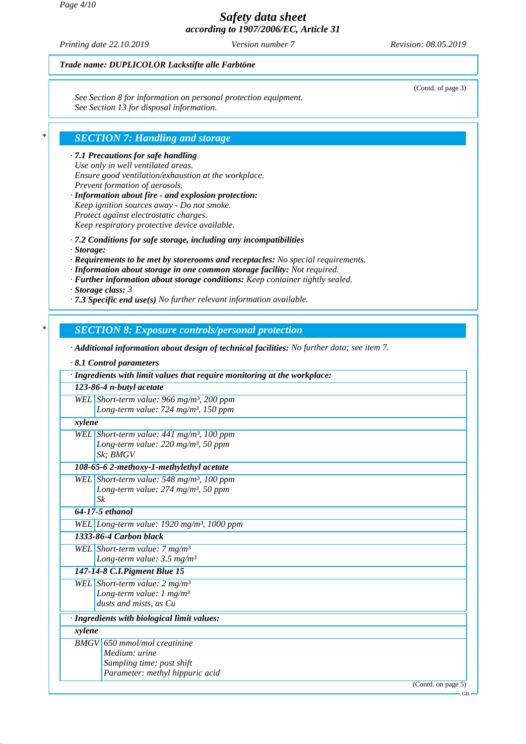Trade name: DUPLICOLOR Lackstifte alle Farbtöne

(Contd. of page 3)

See Section 8 for information on personal protection equipment.
See Section 13 for disposal information.

## SECTION 7: Handling and storage

· **7.1 Precautions for safe handling**
Use only in well ventilated areas.
Ensure good ventilation/exhaustion at the workplace.
Prevent formation of aerosols.
· **Information about fire - and explosion protection:**
Keep ignition sources away - Do not smoke.
Protect against electrostatic charges.
Keep respiratory protective device available.

· **7.2 Conditions for safe storage, including any incompatibilities**
· **Storage:**
· **Requirements to be met by storerooms and receptacles:** No special requirements.
· **Information about storage in one common storage facility:** Not required.
· **Further information about storage conditions:** Keep container tightly sealed.
· **Storage class:** 3
· **7.3 Specific end use(s)** No further relevant information available.

## SECTION 8: Exposure controls/personal protection

· **Additional information about design of technical facilities:** No further data; see item 7.

· **8.1 Control parameters**

| · Ingredients with limit values that require monitoring at the workplace: | |
|---|---|
| **123-86-4 n-butyl acetate** | |
| WEL | Short-term value: 966 mg/m³, 200 ppm<br>Long-term value: 724 mg/m³, 150 ppm |
| **xylene** | |
| WEL | Short-term value: 441 mg/m³, 100 ppm<br>Long-term value: 220 mg/m³, 50 ppm<br>Sk; BMGV |
| **108-65-6 2-methoxy-1-methylethyl acetate** | |
| WEL | Short-term value: 548 mg/m³, 100 ppm<br>Long-term value: 274 mg/m³, 50 ppm<br>Sk |
| **64-17-5 ethanol** | |
| WEL | Long-term value: 1920 mg/m³, 1000 ppm |
| **1333-86-4 Carbon black** | |
| WEL | Short-term value: 7 mg/m³<br>Long-term value: 3.5 mg/m³ |
| **147-14-8 C.I.Pigment Blue 15** | |
| WEL | Short-term value: 2 mg/m³<br>Long-term value: 1 mg/m³<br>dusts and mists, as Cu |

| · Ingredients with biological limit values: | |
|---|---|
| **xylene** | |
| BMGV | 650 mmol/mol creatinine<br>Medium: urine<br>Sampling time: post shift<br>Parameter: methyl hippuric acid |

(Contd. on page 5)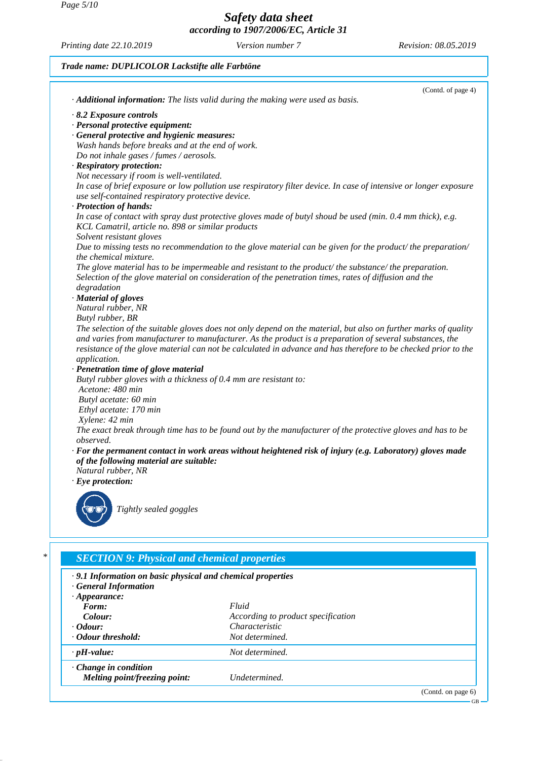(Contd. of page 4)

· **Additional information:** The lists valid during the making were used as basis.

· **8.2 Exposure controls**
· **Personal protective equipment:**
· **General protective and hygienic measures:**
Wash hands before breaks and at the end of work.
Do not inhale gases / fumes / aerosols.
· **Respiratory protection:**
Not necessary if room is well-ventilated.
In case of brief exposure or low pollution use respiratory filter device. In case of intensive or longer exposure use self-contained respiratory protective device.
· **Protection of hands:**
In case of contact with spray dust protective gloves made of butyl shoud be used (min. 0.4 mm thick), e.g. KCL Camatril, article no. 898 or similar products
Solvent resistant gloves
Due to missing tests no recommendation to the glove material can be given for the product/ the preparation/ the chemical mixture.
The glove material has to be impermeable and resistant to the product/ the substance/ the preparation.
Selection of the glove material on consideration of the penetration times, rates of diffusion and the degradation
· **Material of gloves**
Natural rubber, NR
Butyl rubber, BR
The selection of the suitable gloves does not only depend on the material, but also on further marks of quality and varies from manufacturer to manufacturer. As the product is a preparation of several substances, the resistance of the glove material can not be calculated in advance and has therefore to be checked prior to the application.
· **Penetration time of glove material**
Butyl rubber gloves with a thickness of 0.4 mm are resistant to:
Acetone: 480 min
Butyl acetate: 60 min
Ethyl acetate: 170 min
Xylene: 42 min
The exact break through time has to be found out by the manufacturer of the protective gloves and has to be observed.
· **For the permanent contact in work areas without heightened risk of injury (e.g. Laboratory) gloves made of the following material are suitable:**
Natural rubber, NR
· **Eye protection:**

Tightly sealed goggles

## SECTION 9: Physical and chemical properties

· **9.1 Information on basic physical and chemical properties**
· **General Information**

| | |
|---|---|
| · **Appearance:** | |
| **Form:** | Fluid |
| **Colour:** | According to product specification |
| · **Odour:** | Characteristic |
| · **Odour threshold:** | Not determined. |
| · **pH-value:** | Not determined. |
| · **Change in condition** | |
| **Melting point/freezing point:** | Undetermined. |

(Contd. on page 6)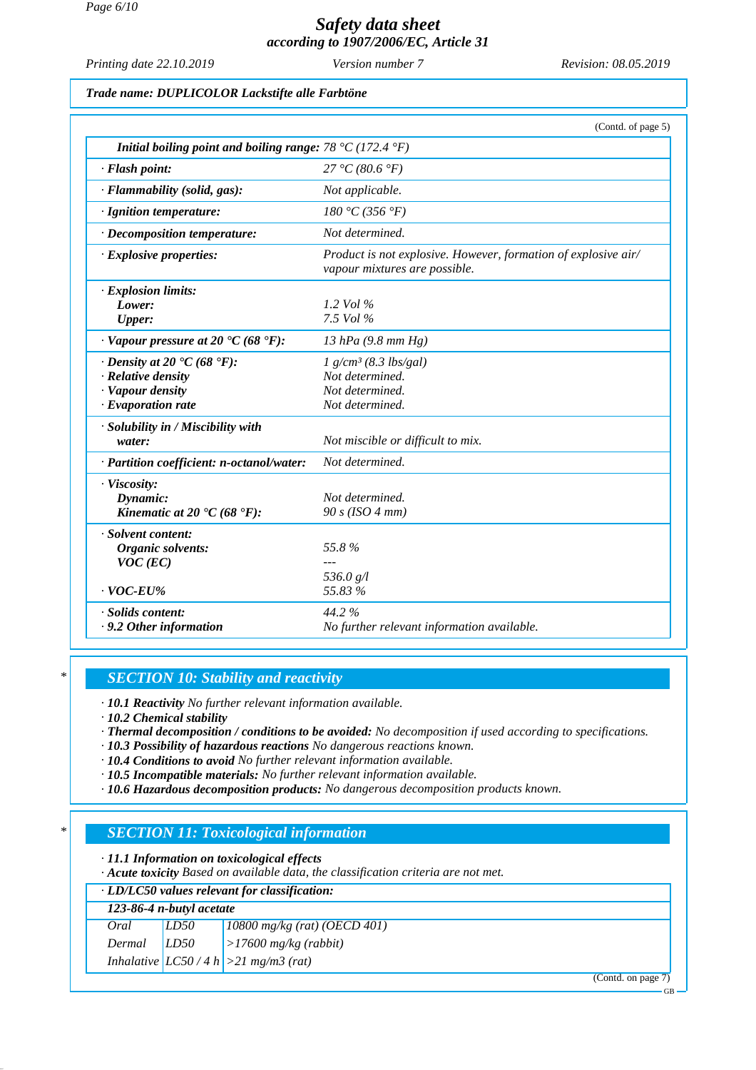Trade name: DUPLICOLOR Lackstifte alle Farbtöne

(Contd. of page 5)

| | |
|---|---|
| Initial boiling point and boiling range: | 78 °C (172.4 °F) |
| · Flash point: | 27 °C (80.6 °F) |
| · Flammability (solid, gas): | Not applicable. |
| · Ignition temperature: | 180 °C (356 °F) |
| · Decomposition temperature: | Not determined. |
| · Explosive properties: | Product is not explosive. However, formation of explosive air/ vapour mixtures are possible. |
| · Explosion limits: | |
| Lower: | 1.2 Vol % |
| Upper: | 7.5 Vol % |
| · Vapour pressure at 20 °C (68 °F): | 13 hPa (9.8 mm Hg) |
| · Density at 20 °C (68 °F): | 1 g/cm³ (8.3 lbs/gal) |
| · Relative density | Not determined. |
| · Vapour density | Not determined. |
| · Evaporation rate | Not determined. |
| · Solubility in / Miscibility with water: | Not miscible or difficult to mix. |
| · Partition coefficient: n-octanol/water: | Not determined. |
| · Viscosity: | |
| Dynamic: | Not determined. |
| Kinematic at 20 °C (68 °F): | 90 s (ISO 4 mm) |
| · Solvent content: | |
| Organic solvents: | 55.8 % |
| VOC (EC) | --- |
| | 536.0 g/l |
| · VOC-EU% | 55.83 % |
| · Solids content: | 44.2 % |
| · 9.2 Other information | No further relevant information available. |

## SECTION 10: Stability and reactivity

- **10.1 Reactivity** No further relevant information available.
- **10.2 Chemical stability**
- **Thermal decomposition / conditions to be avoided:** No decomposition if used according to specifications.
- **10.3 Possibility of hazardous reactions** No dangerous reactions known.
- **10.4 Conditions to avoid** No further relevant information available.
- **10.5 Incompatible materials:** No further relevant information available.
- **10.6 Hazardous decomposition products:** No dangerous decomposition products known.

## SECTION 11: Toxicological information

- **11.1 Information on toxicological effects**
- **Acute toxicity** Based on available data, the classification criteria are not met.

**· LD/LC50 values relevant for classification:**

| 123-86-4 n-butyl acetate | | |
|---|---|---|
| Oral | LD50 | 10800 mg/kg (rat) (OECD 401) |
| Dermal | LD50 | >17600 mg/kg (rabbit) |
| Inhalative | LC50 / 4 h | >21 mg/m3 (rat) |

(Contd. on page 7)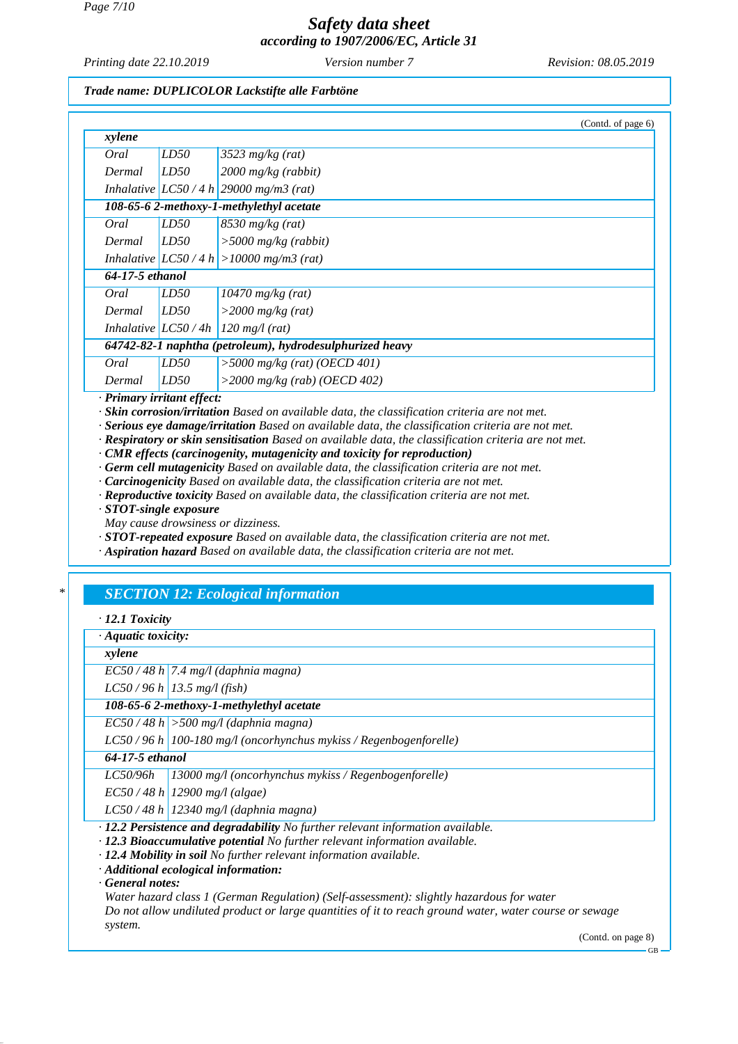(Contd. of page 6)

| *xylene* | | |
|---|---|---|
| *Oral* | *LD50* | *3523 mg/kg (rat)* |
| *Dermal* | *LD50* | *2000 mg/kg (rabbit)* |
| *Inhalative* | *LC50 / 4 h* | *29000 mg/m3 (rat)* |
| **108-65-6 2-methoxy-1-methylethyl acetate** | | |
| *Oral* | *LD50* | *8530 mg/kg (rat)* |
| *Dermal* | *LD50* | *>5000 mg/kg (rabbit)* |
| *Inhalative* | *LC50 / 4 h* | *>10000 mg/m3 (rat)* |
| **64-17-5 ethanol** | | |
| *Oral* | *LD50* | *10470 mg/kg (rat)* |
| *Dermal* | *LD50* | *>2000 mg/kg (rat)* |
| *Inhalative* | *LC50 / 4h* | *120 mg/l (rat)* |
| **64742-82-1 naphtha (petroleum), hydrodesulphurized heavy** | | |
| *Oral* | *LD50* | *>5000 mg/kg (rat) (OECD 401)* |
| *Dermal* | *LD50* | *>2000 mg/kg (rab) (OECD 402)* |

· ***Primary irritant effect:***
· ***Skin corrosion/irritation*** *Based on available data, the classification criteria are not met.*
· ***Serious eye damage/irritation*** *Based on available data, the classification criteria are not met.*
· ***Respiratory or skin sensitisation*** *Based on available data, the classification criteria are not met.*
· ***CMR effects (carcinogenity, mutagenicity and toxicity for reproduction)***
· ***Germ cell mutagenicity*** *Based on available data, the classification criteria are not met.*
· ***Carcinogenicity*** *Based on available data, the classification criteria are not met.*
· ***Reproductive toxicity*** *Based on available data, the classification criteria are not met.*
· ***STOT-single exposure***
*May cause drowsiness or dizziness.*
· ***STOT-repeated exposure*** *Based on available data, the classification criteria are not met.*
· ***Aspiration hazard*** *Based on available data, the classification criteria are not met.*

## * SECTION 12: Ecological information

· ***12.1 Toxicity***

| · ***Aquatic toxicity:*** | |
|---|---|
| ***xylene*** | |
| *EC50 / 48 h* | *7.4 mg/l (daphnia magna)* |
| *LC50 / 96 h* | *13.5 mg/l (fish)* |
| ***108-65-6 2-methoxy-1-methylethyl acetate*** | |
| *EC50 / 48 h* | *>500 mg/l (daphnia magna)* |
| *LC50 / 96 h* | *100-180 mg/l (oncorhynchus mykiss / Regenbogenforelle)* |
| ***64-17-5 ethanol*** | |
| *LC50/96h* | *13000 mg/l (oncorhynchus mykiss / Regenbogenforelle)* |
| *EC50 / 48 h* | *12900 mg/l (algae)* |
| *LC50 / 48 h* | *12340 mg/l (daphnia magna)* |

· ***12.2 Persistence and degradability*** *No further relevant information available.*
· ***12.3 Bioaccumulative potential*** *No further relevant information available.*
· ***12.4 Mobility in soil*** *No further relevant information available.*
· ***Additional ecological information:***
· ***General notes:***
*Water hazard class 1 (German Regulation) (Self-assessment): slightly hazardous for water*
*Do not allow undiluted product or large quantities of it to reach ground water, water course or sewage system.*

(Contd. on page 8)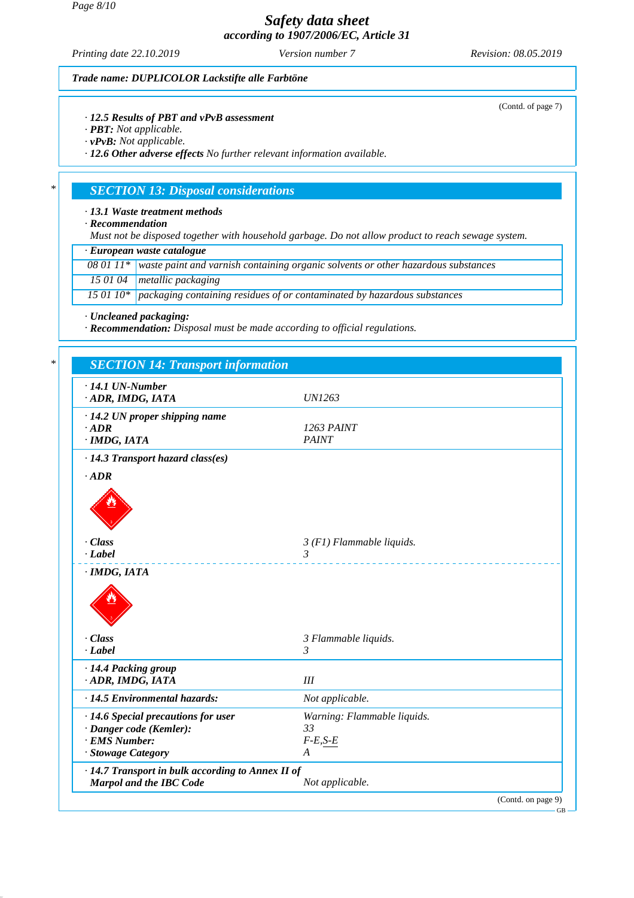**Trade name: DUPLICOLOR Lackstifte alle Farbtöne**

(Contd. of page 7)

· **12.5 Results of PBT and vPvB assessment**
· **PBT:** Not applicable.
· **vPvB:** Not applicable.
· **12.6 Other adverse effects** No further relevant information available.

## SECTION 13: Disposal considerations

· **13.1 Waste treatment methods**
· **Recommendation**
Must not be disposed together with household garbage. Do not allow product to reach sewage system.

| · European waste catalogue | |
|---|---|
| 08 01 11* | waste paint and varnish containing organic solvents or other hazardous substances |
| 15 01 04 | metallic packaging |
| 15 01 10* | packaging containing residues of or contaminated by hazardous substances |

· **Uncleaned packaging:**
· **Recommendation:** Disposal must be made according to official regulations.

## SECTION 14: Transport information

| | |
|---|---|
| · **14.1 UN-Number** | |
| · **ADR, IMDG, IATA** | UN1263 |
| · **14.2 UN proper shipping name** | |
| · **ADR** | 1263 PAINT |
| · **IMDG, IATA** | PAINT |
| · **14.3 Transport hazard class(es)** | |
| · **ADR** | |
| · **Class** | 3 (F1) Flammable liquids. |
| · **Label** | 3 |
| · **IMDG, IATA** | |
| · **Class** | 3 Flammable liquids. |
| · **Label** | 3 |
| · **14.4 Packing group** | |
| · **ADR, IMDG, IATA** | III |
| · **14.5 Environmental hazards:** | Not applicable. |
| · **14.6 Special precautions for user** | Warning: Flammable liquids. |
| · **Danger code (Kemler):** | 33 |
| · **EMS Number:** | F-E,S-E |
| · **Stowage Category** | A |
| · **14.7 Transport in bulk according to Annex II of Marpol and the IBC Code** | Not applicable. |

(Contd. on page 9)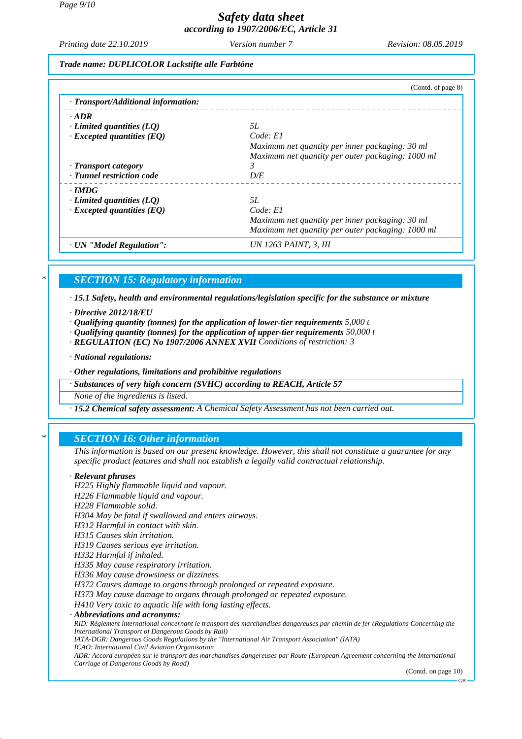*Trade name: DUPLICOLOR Lackstifte alle Farbtöne*

(Contd. of page 8)

| · Transport/Additional information: | |
|---|---|
| · **ADR** | |
| · **Limited quantities (LQ)** | 5L |
| · **Excepted quantities (EQ)** | Code: E1<br>Maximum net quantity per inner packaging: 30 ml<br>Maximum net quantity per outer packaging: 1000 ml |
| · **Transport category** | 3 |
| · **Tunnel restriction code** | D/E |
| · **IMDG** | |
| · **Limited quantities (LQ)** | 5L |
| · **Excepted quantities (EQ)** | Code: E1<br>Maximum net quantity per inner packaging: 30 ml<br>Maximum net quantity per outer packaging: 1000 ml |
| · **UN "Model Regulation":** | UN 1263 PAINT, 3, III |

\* 

## SECTION 15: Regulatory information

· **15.1 Safety, health and environmental regulations/legislation specific for the substance or mixture**

· **Directive 2012/18/EU**
· **Qualifying quantity (tonnes) for the application of lower-tier requirements** 5,000 t
· **Qualifying quantity (tonnes) for the application of upper-tier requirements** 50,000 t
· **REGULATION (EC) No 1907/2006 ANNEX XVII** Conditions of restriction: 3

· **National regulations:**

· **Other regulations, limitations and prohibitive regulations**

· **Substances of very high concern (SVHC) according to REACH, Article 57**
None of the ingredients is listed.

· **15.2 Chemical safety assessment:** A Chemical Safety Assessment has not been carried out.

\* 

## SECTION 16: Other information

This information is based on our present knowledge. However, this shall not constitute a guarantee for any specific product features and shall not establish a legally valid contractual relationship.

· **Relevant phrases**
H225 Highly flammable liquid and vapour.
H226 Flammable liquid and vapour.
H228 Flammable solid.
H304 May be fatal if swallowed and enters airways.
H312 Harmful in contact with skin.
H315 Causes skin irritation.
H319 Causes serious eye irritation.
H332 Harmful if inhaled.
H335 May cause respiratory irritation.
H336 May cause drowsiness or dizziness.
H372 Causes damage to organs through prolonged or repeated exposure.
H373 May cause damage to organs through prolonged or repeated exposure.
H410 Very toxic to aquatic life with long lasting effects.

· **Abbreviations and acronyms:**
RID: Règlement international concernant le transport des marchandises dangereuses par chemin de fer (Regulations Concerning the International Transport of Dangerous Goods by Rail)
IATA-DGR: Dangerous Goods Regulations by the "International Air Transport Association" (IATA)
ICAO: International Civil Aviation Organisation
ADR: Accord européen sur le transport des marchandises dangereuses par Route (European Agreement concerning the International Carriage of Dangerous Goods by Road)

(Contd. on page 10)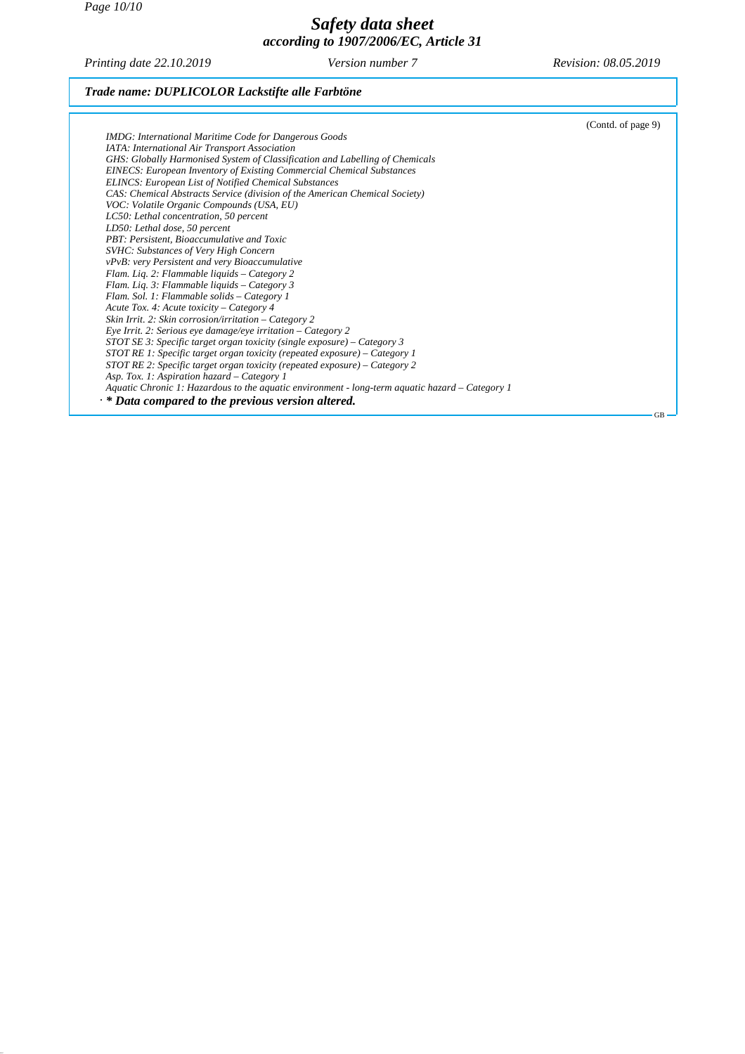*IMDG: International Maritime Code for Dangerous Goods*
*IATA: International Air Transport Association*
*GHS: Globally Harmonised System of Classification and Labelling of Chemicals*
*EINECS: European Inventory of Existing Commercial Chemical Substances*
*ELINCS: European List of Notified Chemical Substances*
*CAS: Chemical Abstracts Service (division of the American Chemical Society)*
*VOC: Volatile Organic Compounds (USA, EU)*
*LC50: Lethal concentration, 50 percent*
*LD50: Lethal dose, 50 percent*
*PBT: Persistent, Bioaccumulative and Toxic*
*SVHC: Substances of Very High Concern*
*vPvB: very Persistent and very Bioaccumulative*
*Flam. Liq. 2: Flammable liquids – Category 2*
*Flam. Liq. 3: Flammable liquids – Category 3*
*Flam. Sol. 1: Flammable solids – Category 1*
*Acute Tox. 4: Acute toxicity – Category 4*
*Skin Irrit. 2: Skin corrosion/irritation – Category 2*
*Eye Irrit. 2: Serious eye damage/eye irritation – Category 2*
*STOT SE 3: Specific target organ toxicity (single exposure) – Category 3*
*STOT RE 1: Specific target organ toxicity (repeated exposure) – Category 1*
*STOT RE 2: Specific target organ toxicity (repeated exposure) – Category 2*
*Asp. Tox. 1: Aspiration hazard – Category 1*
*Aquatic Chronic 1: Hazardous to the aquatic environment - long-term aquatic hazard – Category 1*

**· * Data compared to the previous version altered.**